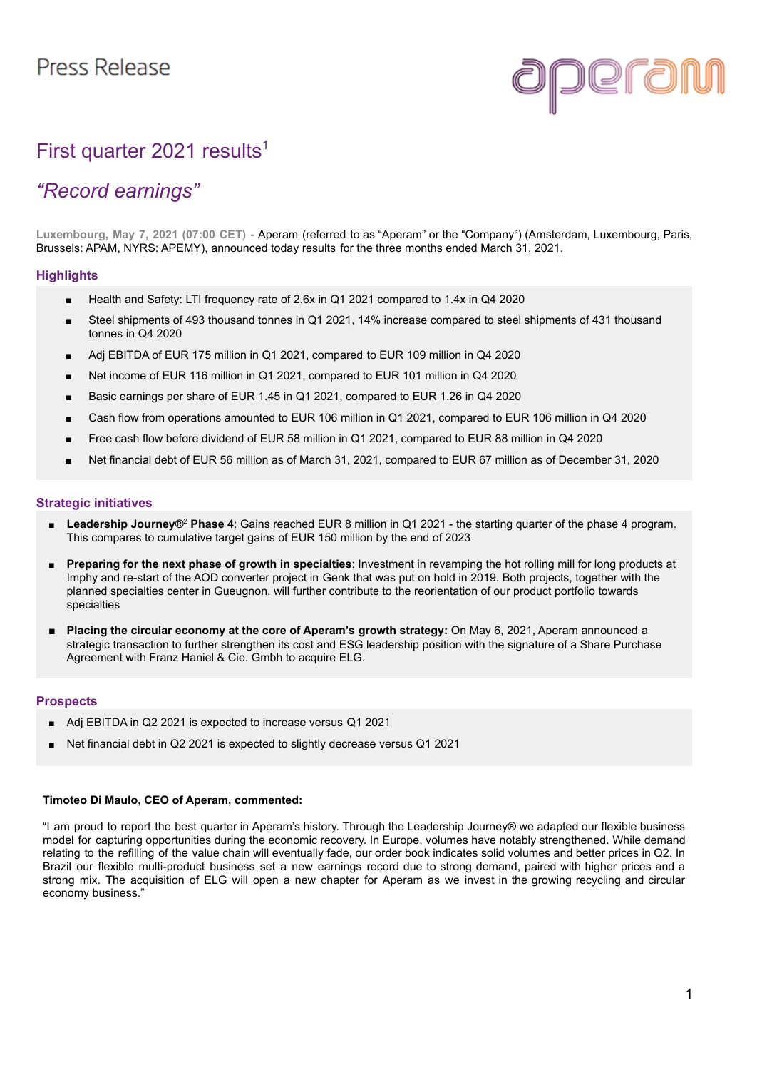Press Release

# First quarter 2021 results[1]

## *"Record earnings"*

**Luxembourg, May 7, 2021 (07:00 CET)** - Aperam (referred to as "Aperam" or the "Company") (Amsterdam, Luxembourg, Paris, Brussels: APAM, NYRS: APEMY), announced today results for the three months ended March 31, 2021.

### Highlights

- Health and Safety: LTI frequency rate of 2.6x in Q1 2021 compared to 1.4x in Q4 2020
- Steel shipments of 493 thousand tonnes in Q1 2021, 14% increase compared to steel shipments of 431 thousand tonnes in Q4 2020
- Adj EBITDA of EUR 175 million in Q1 2021, compared to EUR 109 million in Q4 2020
- Net income of EUR 116 million in Q1 2021, compared to EUR 101 million in Q4 2020
- Basic earnings per share of EUR 1.45 in Q1 2021, compared to EUR 1.26 in Q4 2020
- Cash flow from operations amounted to EUR 106 million in Q1 2021, compared to EUR 106 million in Q4 2020
- Free cash flow before dividend of EUR 58 million in Q1 2021, compared to EUR 88 million in Q4 2020
- Net financial debt of EUR 56 million as of March 31, 2021, compared to EUR 67 million as of December 31, 2020

### Strategic initiatives

- **Leadership Journey®[2] Phase 4**: Gains reached EUR 8 million in Q1 2021 - the starting quarter of the phase 4 program. This compares to cumulative target gains of EUR 150 million by the end of 2023
- **Preparing for the next phase of growth in specialties**: Investment in revamping the hot rolling mill for long products at Imphy and re-start of the AOD converter project in Genk that was put on hold in 2019. Both projects, together with the planned specialties center in Gueugnon, will further contribute to the reorientation of our product portfolio towards specialties
- **Placing the circular economy at the core of Aperam's growth strategy:** On May 6, 2021, Aperam announced a strategic transaction to further strengthen its cost and ESG leadership position with the signature of a Share Purchase Agreement with Franz Haniel & Cie. Gmbh to acquire ELG.

### Prospects

- Adj EBITDA in Q2 2021 is expected to increase versus Q1 2021
- Net financial debt in Q2 2021 is expected to slightly decrease versus Q1 2021

**Timoteo Di Maulo, CEO of Aperam, commented:**

"I am proud to report the best quarter in Aperam's history. Through the Leadership Journey® we adapted our flexible business model for capturing opportunities during the economic recovery. In Europe, volumes have notably strengthened. While demand relating to the refilling of the value chain will eventually fade, our order book indicates solid volumes and better prices in Q2. In Brazil our flexible multi-product business set a new earnings record due to strong demand, paired with higher prices and a strong mix. The acquisition of ELG will open a new chapter for Aperam as we invest in the growing recycling and circular economy business."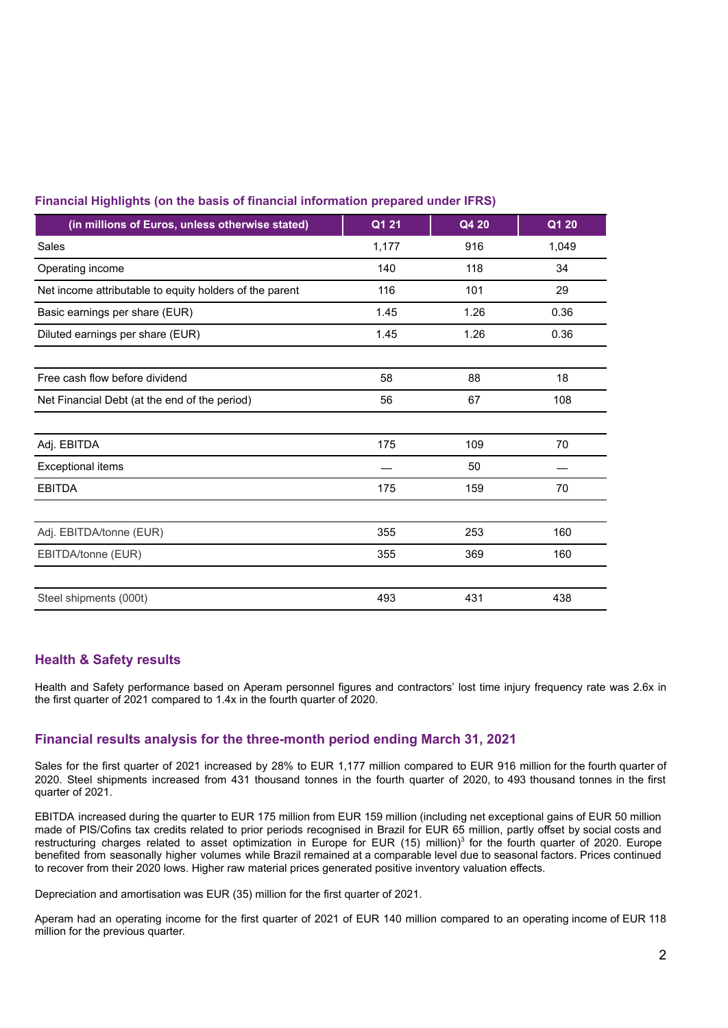### Financial Highlights (on the basis of financial information prepared under IFRS)

| (in millions of Euros, unless otherwise stated) | Q1 21 | Q4 20 | Q1 20 |
|---|---|---|---|
| Sales | 1,177 | 916 | 1,049 |
| Operating income | 140 | 118 | 34 |
| Net income attributable to equity holders of the parent | 116 | 101 | 29 |
| Basic earnings per share (EUR) | 1.45 | 1.26 | 0.36 |
| Diluted earnings per share (EUR) | 1.45 | 1.26 | 0.36 |
| | | | |
| Free cash flow before dividend | 58 | 88 | 18 |
| Net Financial Debt (at the end of the period) | 56 | 67 | 108 |
| | | | |
| Adj. EBITDA | 175 | 109 | 70 |
| Exceptional items | — | 50 | — |
| EBITDA | 175 | 159 | 70 |
| | | | |
| Adj. EBITDA/tonne (EUR) | 355 | 253 | 160 |
| EBITDA/tonne (EUR) | 355 | 369 | 160 |
| | | | |
| Steel shipments (000t) | 493 | 431 | 438 |

## Health & Safety results

Health and Safety performance based on Aperam personnel figures and contractors' lost time injury frequency rate was 2.6x in the first quarter of 2021 compared to 1.4x in the fourth quarter of 2020.

## Financial results analysis for the three-month period ending March 31, 2021

Sales for the first quarter of 2021 increased by 28% to EUR 1,177 million compared to EUR 916 million for the fourth quarter of 2020. Steel shipments increased from 431 thousand tonnes in the fourth quarter of 2020, to 493 thousand tonnes in the first quarter of 2021.

EBITDA increased during the quarter to EUR 175 million from EUR 159 million (including net exceptional gains of EUR 50 million made of PIS/Cofins tax credits related to prior periods recognised in Brazil for EUR 65 million, partly offset by social costs and restructuring charges related to asset optimization in Europe for EUR (15) million)[3] for the fourth quarter of 2020. Europe benefited from seasonally higher volumes while Brazil remained at a comparable level due to seasonal factors. Prices continued to recover from their 2020 lows. Higher raw material prices generated positive inventory valuation effects.

Depreciation and amortisation was EUR (35) million for the first quarter of 2021.

Aperam had an operating income for the first quarter of 2021 of EUR 140 million compared to an operating income of EUR 118 million for the previous quarter.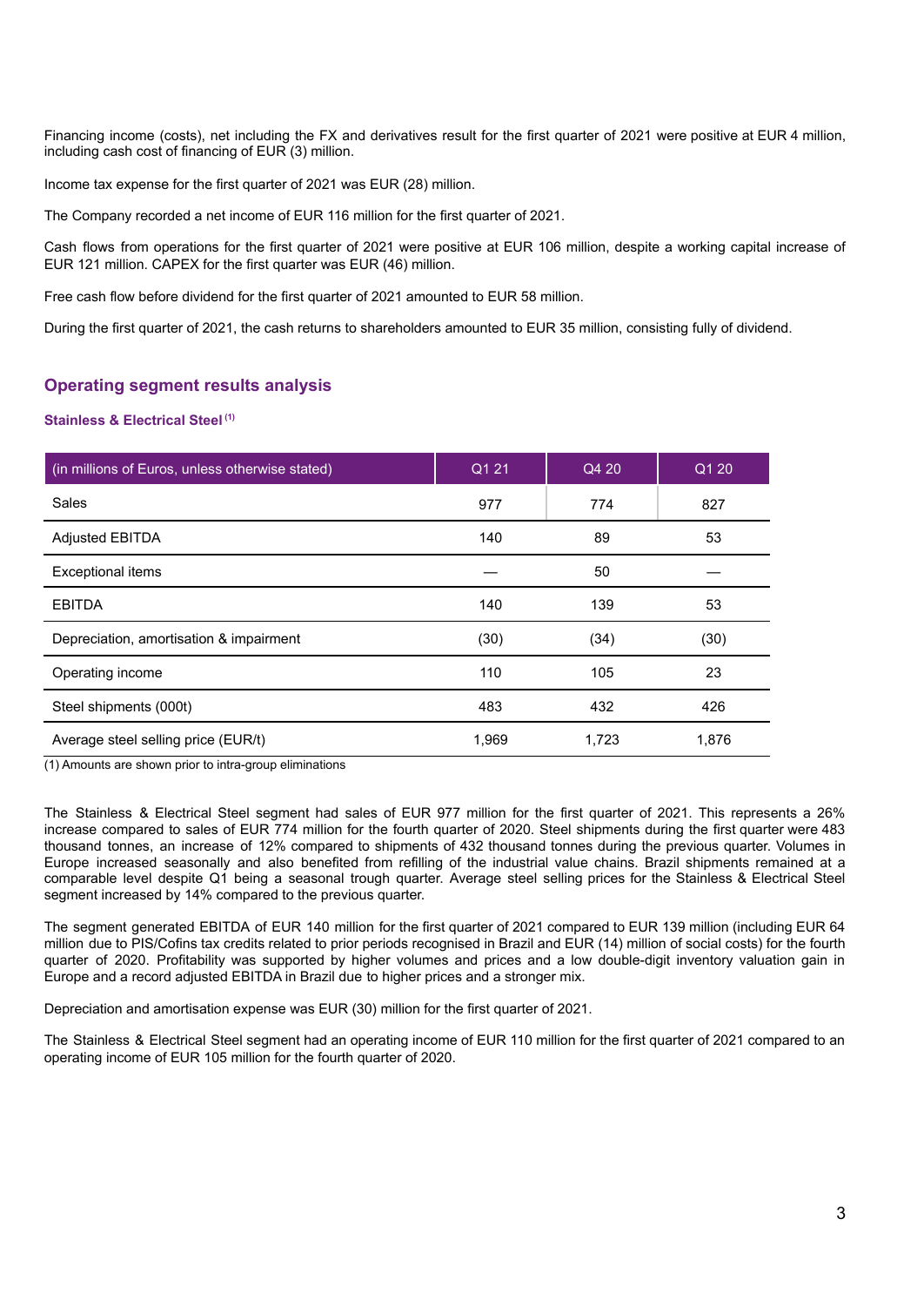Financing income (costs), net including the FX and derivatives result for the first quarter of 2021 were positive at EUR 4 million, including cash cost of financing of EUR (3) million.

Income tax expense for the first quarter of 2021 was EUR (28) million.

The Company recorded a net income of EUR 116 million for the first quarter of 2021.

Cash flows from operations for the first quarter of 2021 were positive at EUR 106 million, despite a working capital increase of EUR 121 million. CAPEX for the first quarter was EUR (46) million.

Free cash flow before dividend for the first quarter of 2021 amounted to EUR 58 million.

During the first quarter of 2021, the cash returns to shareholders amounted to EUR 35 million, consisting fully of dividend.

## Operating segment results analysis

### Stainless & Electrical Steel [1]

| (in millions of Euros, unless otherwise stated) | Q1 21 | Q4 20 | Q1 20 |
|---|---|---|---|
| Sales | 977 | 774 | 827 |
| Adjusted EBITDA | 140 | 89 | 53 |
| Exceptional items | — | 50 | — |
| EBITDA | 140 | 139 | 53 |
| Depreciation, amortisation & impairment | (30) | (34) | (30) |
| Operating income | 110 | 105 | 23 |
| Steel shipments (000t) | 483 | 432 | 426 |
| Average steel selling price (EUR/t) | 1,969 | 1,723 | 1,876 |

(1) Amounts are shown prior to intra-group eliminations

The Stainless & Electrical Steel segment had sales of EUR 977 million for the first quarter of 2021. This represents a 26% increase compared to sales of EUR 774 million for the fourth quarter of 2020. Steel shipments during the first quarter were 483 thousand tonnes, an increase of 12% compared to shipments of 432 thousand tonnes during the previous quarter. Volumes in Europe increased seasonally and also benefited from refilling of the industrial value chains. Brazil shipments remained at a comparable level despite Q1 being a seasonal trough quarter. Average steel selling prices for the Stainless & Electrical Steel segment increased by 14% compared to the previous quarter.

The segment generated EBITDA of EUR 140 million for the first quarter of 2021 compared to EUR 139 million (including EUR 64 million due to PIS/Cofins tax credits related to prior periods recognised in Brazil and EUR (14) million of social costs) for the fourth quarter of 2020. Profitability was supported by higher volumes and prices and a low double-digit inventory valuation gain in Europe and a record adjusted EBITDA in Brazil due to higher prices and a stronger mix.

Depreciation and amortisation expense was EUR (30) million for the first quarter of 2021.

The Stainless & Electrical Steel segment had an operating income of EUR 110 million for the first quarter of 2021 compared to an operating income of EUR 105 million for the fourth quarter of 2020.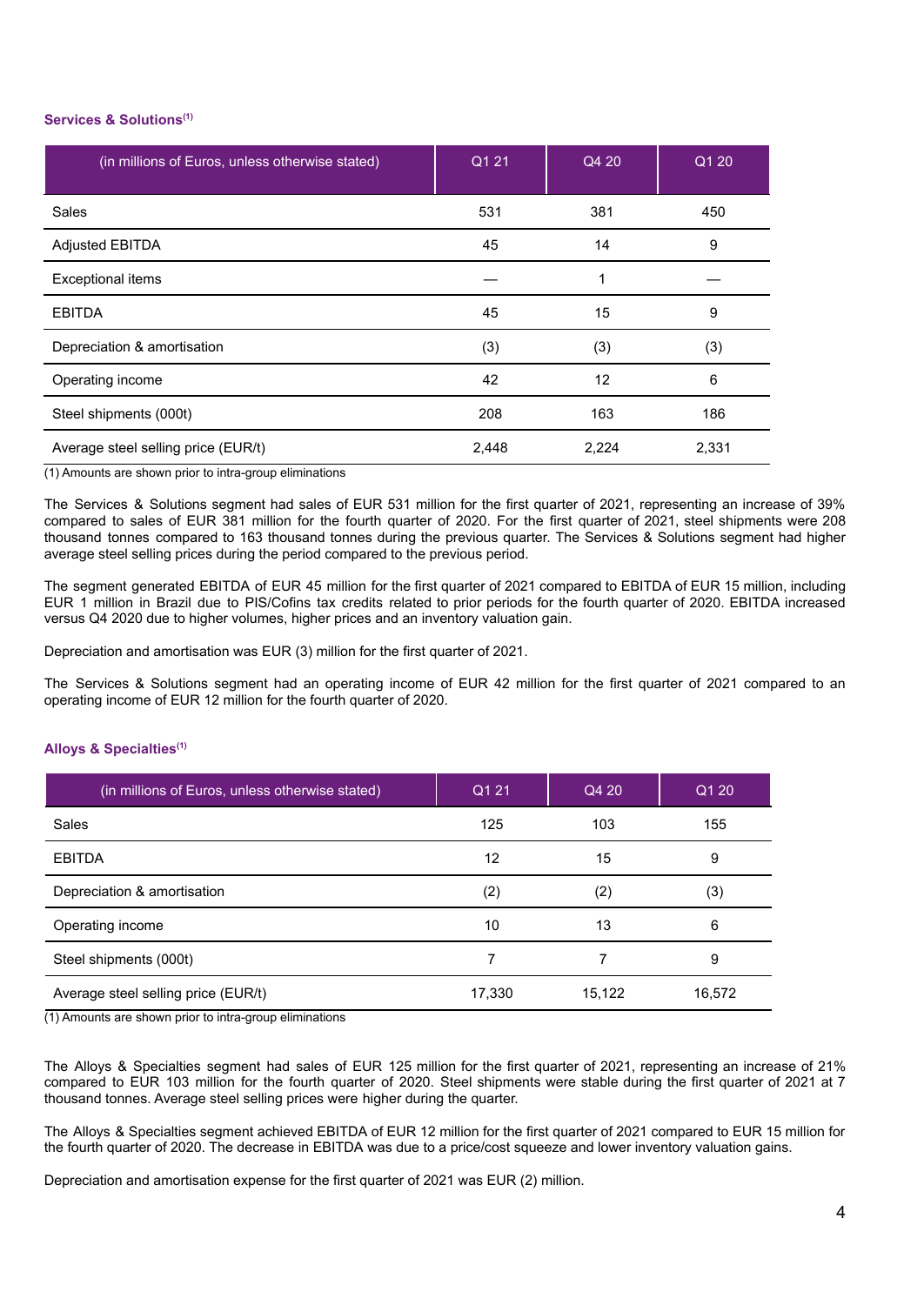### Services & Solutions[1]

| (in millions of Euros, unless otherwise stated) | Q1 21 | Q4 20 | Q1 20 |
|---|---|---|---|
| Sales | 531 | 381 | 450 |
| Adjusted EBITDA | 45 | 14 | 9 |
| Exceptional items | — | 1 | — |
| EBITDA | 45 | 15 | 9 |
| Depreciation & amortisation | (3) | (3) | (3) |
| Operating income | 42 | 12 | 6 |
| Steel shipments (000t) | 208 | 163 | 186 |
| Average steel selling price (EUR/t) | 2,448 | 2,224 | 2,331 |

(1) Amounts are shown prior to intra-group eliminations

The Services & Solutions segment had sales of EUR 531 million for the first quarter of 2021, representing an increase of 39% compared to sales of EUR 381 million for the fourth quarter of 2020. For the first quarter of 2021, steel shipments were 208 thousand tonnes compared to 163 thousand tonnes during the previous quarter. The Services & Solutions segment had higher average steel selling prices during the period compared to the previous period.

The segment generated EBITDA of EUR 45 million for the first quarter of 2021 compared to EBITDA of EUR 15 million, including EUR 1 million in Brazil due to PIS/Cofins tax credits related to prior periods for the fourth quarter of 2020. EBITDA increased versus Q4 2020 due to higher volumes, higher prices and an inventory valuation gain.

Depreciation and amortisation was EUR (3) million for the first quarter of 2021.

The Services & Solutions segment had an operating income of EUR 42 million for the first quarter of 2021 compared to an operating income of EUR 12 million for the fourth quarter of 2020.

### Alloys & Specialties[1]

| (in millions of Euros, unless otherwise stated) | Q1 21 | Q4 20 | Q1 20 |
|---|---|---|---|
| Sales | 125 | 103 | 155 |
| EBITDA | 12 | 15 | 9 |
| Depreciation & amortisation | (2) | (2) | (3) |
| Operating income | 10 | 13 | 6 |
| Steel shipments (000t) | 7 | 7 | 9 |
| Average steel selling price (EUR/t) | 17,330 | 15,122 | 16,572 |

(1) Amounts are shown prior to intra-group eliminations

The Alloys & Specialties segment had sales of EUR 125 million for the first quarter of 2021, representing an increase of 21% compared to EUR 103 million for the fourth quarter of 2020. Steel shipments were stable during the first quarter of 2021 at 7 thousand tonnes. Average steel selling prices were higher during the quarter.

The Alloys & Specialties segment achieved EBITDA of EUR 12 million for the first quarter of 2021 compared to EUR 15 million for the fourth quarter of 2020. The decrease in EBITDA was due to a price/cost squeeze and lower inventory valuation gains.

Depreciation and amortisation expense for the first quarter of 2021 was EUR (2) million.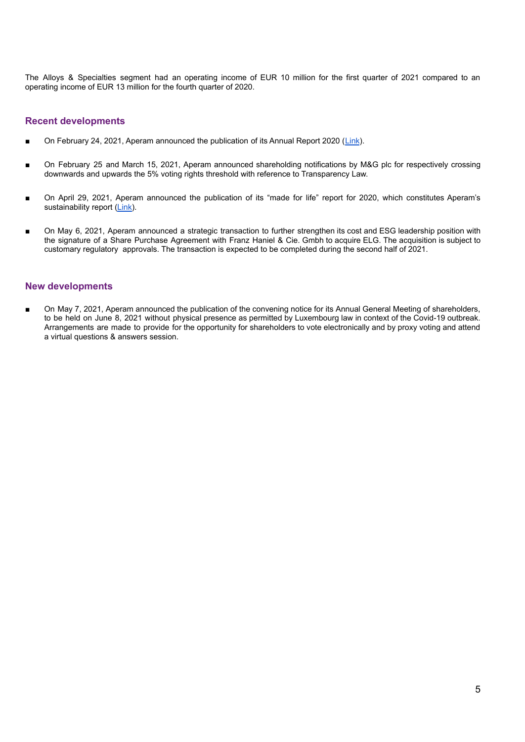The Alloys & Specialties segment had an operating income of EUR 10 million for the first quarter of 2021 compared to an operating income of EUR 13 million for the fourth quarter of 2020.

## Recent developments

- On February 24, 2021, Aperam announced the publication of its Annual Report 2020 (Link).
- On February 25 and March 15, 2021, Aperam announced shareholding notifications by M&G plc for respectively crossing downwards and upwards the 5% voting rights threshold with reference to Transparency Law.
- On April 29, 2021, Aperam announced the publication of its "made for life" report for 2020, which constitutes Aperam's sustainability report (Link).
- On May 6, 2021, Aperam announced a strategic transaction to further strengthen its cost and ESG leadership position with the signature of a Share Purchase Agreement with Franz Haniel & Cie. Gmbh to acquire ELG. The acquisition is subject to customary regulatory approvals. The transaction is expected to be completed during the second half of 2021.

## New developments

- On May 7, 2021, Aperam announced the publication of the convening notice for its Annual General Meeting of shareholders, to be held on June 8, 2021 without physical presence as permitted by Luxembourg law in context of the Covid-19 outbreak. Arrangements are made to provide for the opportunity for shareholders to vote electronically and by proxy voting and attend a virtual questions & answers session.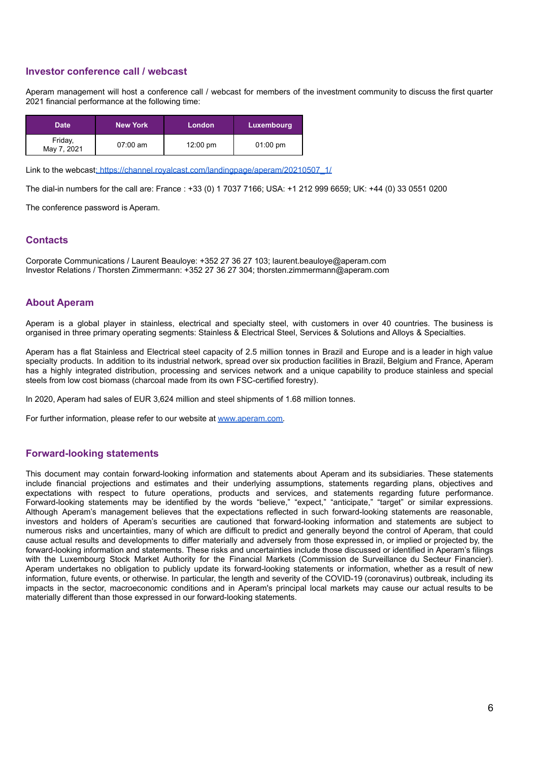## Investor conference call / webcast

Aperam management will host a conference call / webcast for members of the investment community to discuss the first quarter 2021 financial performance at the following time:

| Date | New York | London | Luxembourg |
| --- | --- | --- | --- |
| Friday, May 7, 2021 | 07:00 am | 12:00 pm | 01:00 pm |

Link to the webcast: https://channel.royalcast.com/landingpage/aperam/20210507_1/

The dial-in numbers for the call are: France : +33 (0) 1 7037 7166; USA: +1 212 999 6659; UK: +44 (0) 33 0551 0200

The conference password is Aperam.

## Contacts

Corporate Communications / Laurent Beauloye: +352 27 36 27 103; laurent.beauloye@aperam.com
Investor Relations / Thorsten Zimmermann: +352 27 36 27 304; thorsten.zimmermann@aperam.com

## About Aperam

Aperam is a global player in stainless, electrical and specialty steel, with customers in over 40 countries. The business is organised in three primary operating segments: Stainless & Electrical Steel, Services & Solutions and Alloys & Specialties.

Aperam has a flat Stainless and Electrical steel capacity of 2.5 million tonnes in Brazil and Europe and is a leader in high value specialty products. In addition to its industrial network, spread over six production facilities in Brazil, Belgium and France, Aperam has a highly integrated distribution, processing and services network and a unique capability to produce stainless and special steels from low cost biomass (charcoal made from its own FSC-certified forestry).

In 2020, Aperam had sales of EUR 3,624 million and steel shipments of 1.68 million tonnes.

For further information, please refer to our website at www.aperam.com.

## Forward-looking statements

This document may contain forward-looking information and statements about Aperam and its subsidiaries. These statements include financial projections and estimates and their underlying assumptions, statements regarding plans, objectives and expectations with respect to future operations, products and services, and statements regarding future performance. Forward-looking statements may be identified by the words "believe," "expect," "anticipate," "target" or similar expressions. Although Aperam's management believes that the expectations reflected in such forward-looking statements are reasonable, investors and holders of Aperam's securities are cautioned that forward-looking information and statements are subject to numerous risks and uncertainties, many of which are difficult to predict and generally beyond the control of Aperam, that could cause actual results and developments to differ materially and adversely from those expressed in, or implied or projected by, the forward-looking information and statements. These risks and uncertainties include those discussed or identified in Aperam's filings with the Luxembourg Stock Market Authority for the Financial Markets (Commission de Surveillance du Secteur Financier). Aperam undertakes no obligation to publicly update its forward-looking statements or information, whether as a result of new information, future events, or otherwise. In particular, the length and severity of the COVID-19 (coronavirus) outbreak, including its impacts in the sector, macroeconomic conditions and in Aperam's principal local markets may cause our actual results to be materially different than those expressed in our forward-looking statements.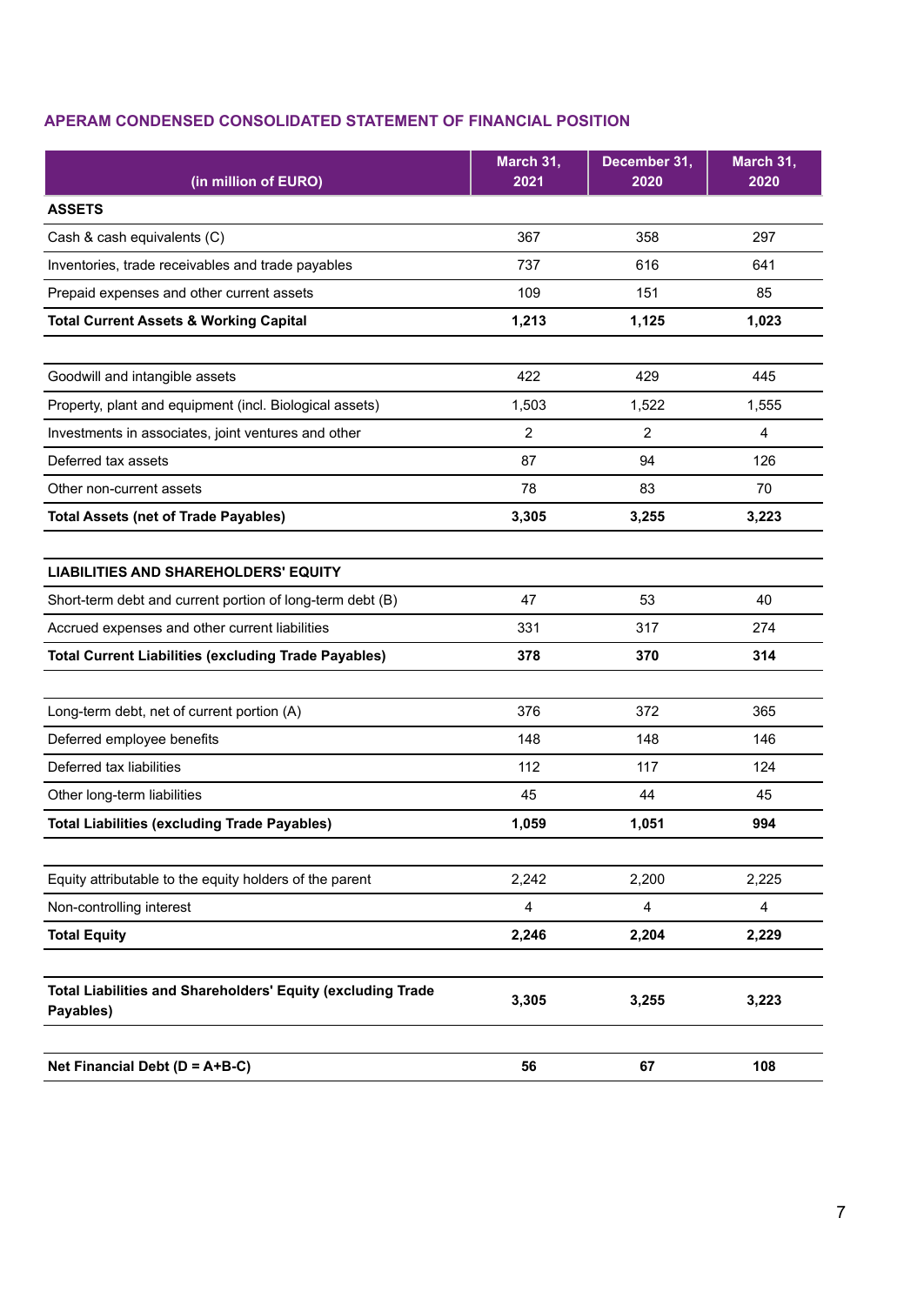## APERAM CONDENSED CONSOLIDATED STATEMENT OF FINANCIAL POSITION

| (in million of EURO) | March 31, 2021 | December 31, 2020 | March 31, 2020 |
|---|---|---|---|
| **ASSETS** | | | |
| Cash & cash equivalents (C) | 367 | 358 | 297 |
| Inventories, trade receivables and trade payables | 737 | 616 | 641 |
| Prepaid expenses and other current assets | 109 | 151 | 85 |
| **Total Current Assets & Working Capital** | **1,213** | **1,125** | **1,023** |
| | | | |
| Goodwill and intangible assets | 422 | 429 | 445 |
| Property, plant and equipment (incl. Biological assets) | 1,503 | 1,522 | 1,555 |
| Investments in associates, joint ventures and other | 2 | 2 | 4 |
| Deferred tax assets | 87 | 94 | 126 |
| Other non-current assets | 78 | 83 | 70 |
| **Total Assets (net of Trade Payables)** | **3,305** | **3,255** | **3,223** |
| | | | |
| **LIABILITIES AND SHAREHOLDERS' EQUITY** | | | |
| Short-term debt and current portion of long-term debt (B) | 47 | 53 | 40 |
| Accrued expenses and other current liabilities | 331 | 317 | 274 |
| **Total Current Liabilities (excluding Trade Payables)** | **378** | **370** | **314** |
| | | | |
| Long-term debt, net of current portion (A) | 376 | 372 | 365 |
| Deferred employee benefits | 148 | 148 | 146 |
| Deferred tax liabilities | 112 | 117 | 124 |
| Other long-term liabilities | 45 | 44 | 45 |
| **Total Liabilities (excluding Trade Payables)** | **1,059** | **1,051** | **994** |
| | | | |
| Equity attributable to the equity holders of the parent | 2,242 | 2,200 | 2,225 |
| Non-controlling interest | 4 | 4 | 4 |
| **Total Equity** | **2,246** | **2,204** | **2,229** |
| | | | |
| **Total Liabilities and Shareholders' Equity (excluding Trade Payables)** | **3,305** | **3,255** | **3,223** |
| | | | |
| **Net Financial Debt (D = A+B-C)** | **56** | **67** | **108** |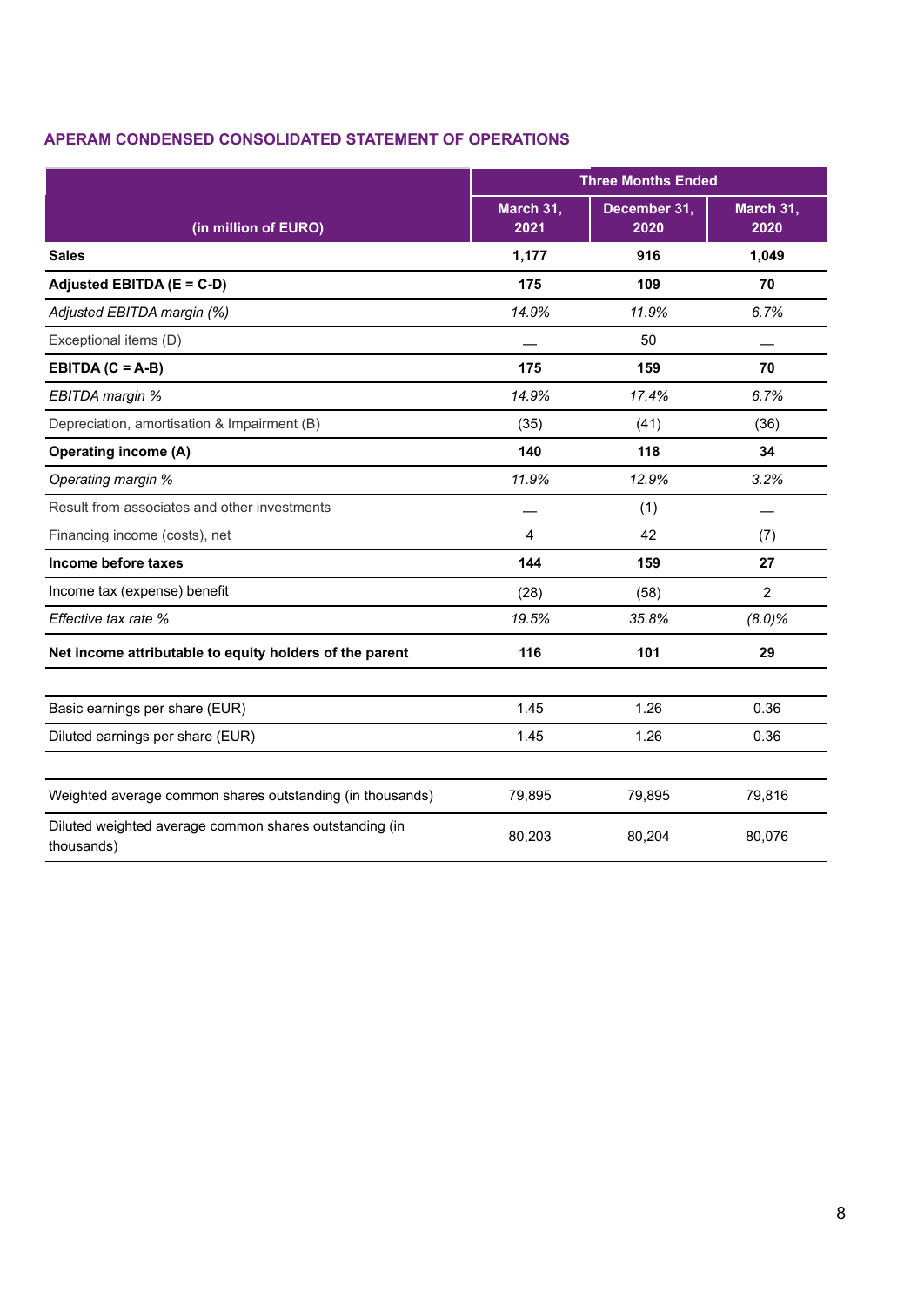## APERAM CONDENSED CONSOLIDATED STATEMENT OF OPERATIONS

| (in million of EURO) | Three Months Ended | | |
|---|---|---|---|
| | March 31, 2021 | December 31, 2020 | March 31, 2020 |
| **Sales** | **1,177** | **916** | **1,049** |
| **Adjusted EBITDA (E = C-D)** | **175** | **109** | **70** |
| *Adjusted EBITDA margin (%)* | *14.9%* | *11.9%* | *6.7%* |
| Exceptional items (D) | — | 50 | — |
| **EBITDA (C = A-B)** | **175** | **159** | **70** |
| *EBITDA margin %* | *14.9%* | *17.4%* | *6.7%* |
| Depreciation, amortisation & Impairment (B) | (35) | (41) | (36) |
| **Operating income (A)** | **140** | **118** | **34** |
| *Operating margin %* | *11.9%* | *12.9%* | *3.2%* |
| Result from associates and other investments | — | (1) | — |
| Financing income (costs), net | 4 | 42 | (7) |
| **Income before taxes** | **144** | **159** | **27** |
| Income tax (expense) benefit | (28) | (58) | 2 |
| *Effective tax rate %* | *19.5%* | *35.8%* | *(8.0)%* |
| **Net income attributable to equity holders of the parent** | **116** | **101** | **29** |
| | | | |
| Basic earnings per share (EUR) | 1.45 | 1.26 | 0.36 |
| Diluted earnings per share (EUR) | 1.45 | 1.26 | 0.36 |
| | | | |
| Weighted average common shares outstanding (in thousands) | 79,895 | 79,895 | 79,816 |
| Diluted weighted average common shares outstanding (in thousands) | 80,203 | 80,204 | 80,076 |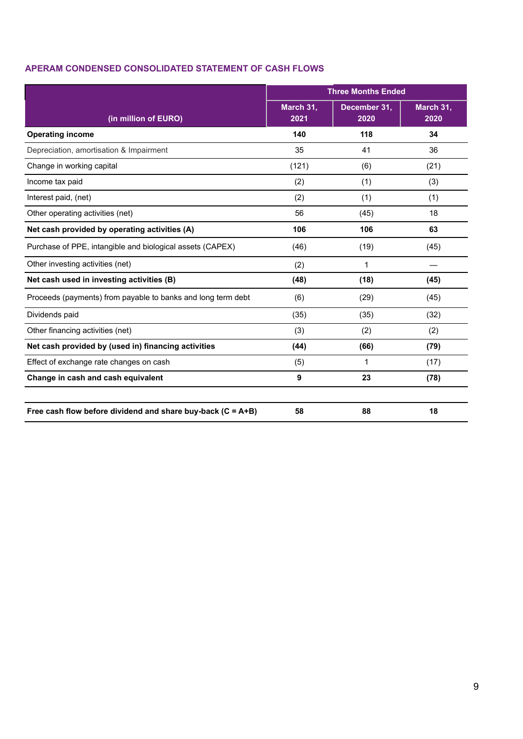## APERAM CONDENSED CONSOLIDATED STATEMENT OF CASH FLOWS

| (in million of EURO) | Three Months Ended | | |
|---|---|---|---|
| | March 31, 2021 | December 31, 2020 | March 31, 2020 |
| **Operating income** | **140** | **118** | **34** |
| Depreciation, amortisation & Impairment | 35 | 41 | 36 |
| Change in working capital | (121) | (6) | (21) |
| Income tax paid | (2) | (1) | (3) |
| Interest paid, (net) | (2) | (1) | (1) |
| Other operating activities (net) | 56 | (45) | 18 |
| **Net cash provided by operating activities (A)** | **106** | **106** | **63** |
| Purchase of PPE, intangible and biological assets (CAPEX) | (46) | (19) | (45) |
| Other investing activities (net) | (2) | 1 | — |
| **Net cash used in investing activities (B)** | **(48)** | **(18)** | **(45)** |
| Proceeds (payments) from payable to banks and long term debt | (6) | (29) | (45) |
| Dividends paid | (35) | (35) | (32) |
| Other financing activities (net) | (3) | (2) | (2) |
| **Net cash provided by (used in) financing activities** | **(44)** | **(66)** | **(79)** |
| Effect of exchange rate changes on cash | (5) | 1 | (17) |
| **Change in cash and cash equivalent** | **9** | **23** | **(78)** |
| | | | |
| **Free cash flow before dividend and share buy-back (C = A+B)** | **58** | **88** | **18** |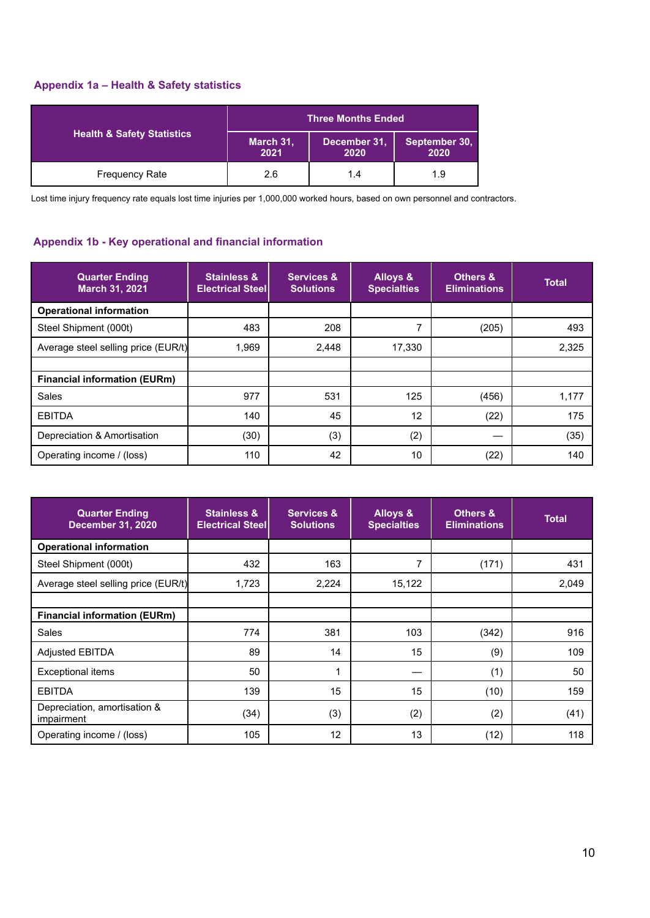## Appendix 1a – Health & Safety statistics

| Health & Safety Statistics | Three Months Ended | | |
|---|---|---|---|
| | March 31, 2021 | December 31, 2020 | September 30, 2020 |
| Frequency Rate | 2.6 | 1.4 | 1.9 |

Lost time injury frequency rate equals lost time injuries per 1,000,000 worked hours, based on own personnel and contractors.

## Appendix 1b - Key operational and financial information

| Quarter Ending March 31, 2021 | Stainless & Electrical Steel | Services & Solutions | Alloys & Specialties | Others & Eliminations | Total |
|---|---|---|---|---|---|
| **Operational information** | | | | | |
| Steel Shipment (000t) | 483 | 208 | 7 | (205) | 493 |
| Average steel selling price (EUR/t) | 1,969 | 2,448 | 17,330 | | 2,325 |
| | | | | | |
| **Financial information (EURm)** | | | | | |
| Sales | 977 | 531 | 125 | (456) | 1,177 |
| EBITDA | 140 | 45 | 12 | (22) | 175 |
| Depreciation & Amortisation | (30) | (3) | (2) | — | (35) |
| Operating income / (loss) | 110 | 42 | 10 | (22) | 140 |

| Quarter Ending December 31, 2020 | Stainless & Electrical Steel | Services & Solutions | Alloys & Specialties | Others & Eliminations | Total |
|---|---|---|---|---|---|
| **Operational information** | | | | | |
| Steel Shipment (000t) | 432 | 163 | 7 | (171) | 431 |
| Average steel selling price (EUR/t) | 1,723 | 2,224 | 15,122 | | 2,049 |
| | | | | | |
| **Financial information (EURm)** | | | | | |
| Sales | 774 | 381 | 103 | (342) | 916 |
| Adjusted EBITDA | 89 | 14 | 15 | (9) | 109 |
| Exceptional items | 50 | 1 | — | (1) | 50 |
| EBITDA | 139 | 15 | 15 | (10) | 159 |
| Depreciation, amortisation & impairment | (34) | (3) | (2) | (2) | (41) |
| Operating income / (loss) | 105 | 12 | 13 | (12) | 118 |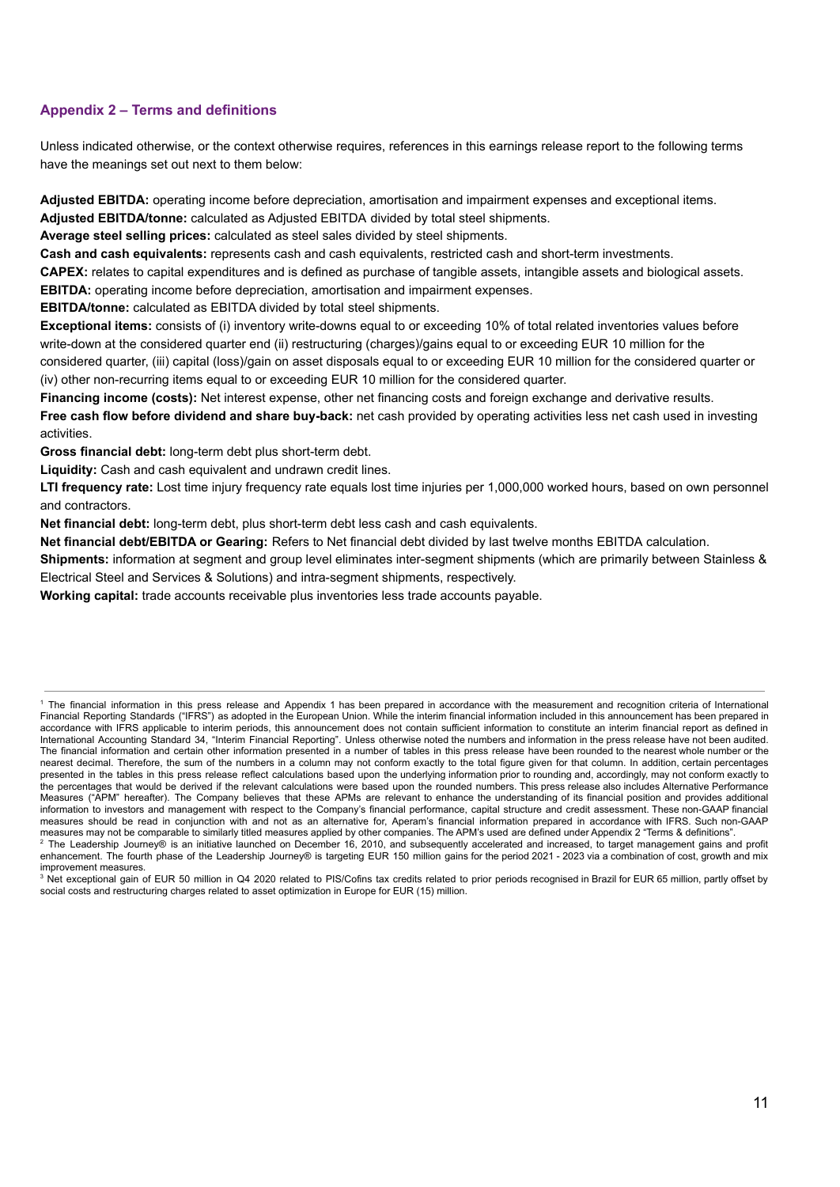## Appendix 2 – Terms and definitions

Unless indicated otherwise, or the context otherwise requires, references in this earnings release report to the following terms have the meanings set out next to them below:

**Adjusted EBITDA:** operating income before depreciation, amortisation and impairment expenses and exceptional items.
**Adjusted EBITDA/tonne:** calculated as Adjusted EBITDA divided by total steel shipments.
**Average steel selling prices:** calculated as steel sales divided by steel shipments.
**Cash and cash equivalents:** represents cash and cash equivalents, restricted cash and short-term investments.
**CAPEX:** relates to capital expenditures and is defined as purchase of tangible assets, intangible assets and biological assets.
**EBITDA:** operating income before depreciation, amortisation and impairment expenses.
**EBITDA/tonne:** calculated as EBITDA divided by total steel shipments.
**Exceptional items:** consists of (i) inventory write-downs equal to or exceeding 10% of total related inventories values before write-down at the considered quarter end (ii) restructuring (charges)/gains equal to or exceeding EUR 10 million for the considered quarter, (iii) capital (loss)/gain on asset disposals equal to or exceeding EUR 10 million for the considered quarter or (iv) other non-recurring items equal to or exceeding EUR 10 million for the considered quarter.
**Financing income (costs):** Net interest expense, other net financing costs and foreign exchange and derivative results.
**Free cash flow before dividend and share buy-back:** net cash provided by operating activities less net cash used in investing activities.
**Gross financial debt:** long-term debt plus short-term debt.
**Liquidity:** Cash and cash equivalent and undrawn credit lines.
**LTI frequency rate:** Lost time injury frequency rate equals lost time injuries per 1,000,000 worked hours, based on own personnel and contractors.
**Net financial debt:** long-term debt, plus short-term debt less cash and cash equivalents.
**Net financial debt/EBITDA or Gearing:** Refers to Net financial debt divided by last twelve months EBITDA calculation.
**Shipments:** information at segment and group level eliminates inter-segment shipments (which are primarily between Stainless & Electrical Steel and Services & Solutions) and intra-segment shipments, respectively.
**Working capital:** trade accounts receivable plus inventories less trade accounts payable.

---

[1] The financial information in this press release and Appendix 1 has been prepared in accordance with the measurement and recognition criteria of International Financial Reporting Standards ("IFRS") as adopted in the European Union. While the interim financial information included in this announcement has been prepared in accordance with IFRS applicable to interim periods, this announcement does not contain sufficient information to constitute an interim financial report as defined in International Accounting Standard 34, "Interim Financial Reporting". Unless otherwise noted the numbers and information in the press release have not been audited. The financial information and certain other information presented in a number of tables in this press release have been rounded to the nearest whole number or the nearest decimal. Therefore, the sum of the numbers in a column may not conform exactly to the total figure given for that column. In addition, certain percentages presented in the tables in this press release reflect calculations based upon the underlying information prior to rounding and, accordingly, may not conform exactly to the percentages that would be derived if the relevant calculations were based upon the rounded numbers. This press release also includes Alternative Performance Measures ("APM" hereafter). The Company believes that these APMs are relevant to enhance the understanding of its financial position and provides additional information to investors and management with respect to the Company's financial performance, capital structure and credit assessment. These non-GAAP financial measures should be read in conjunction with and not as an alternative for, Aperam's financial information prepared in accordance with IFRS. Such non-GAAP measures may not be comparable to similarly titled measures applied by other companies. The APM's used are defined under Appendix 2 "Terms & definitions".

[2] The Leadership Journey® is an initiative launched on December 16, 2010, and subsequently accelerated and increased, to target management gains and profit enhancement. The fourth phase of the Leadership Journey® is targeting EUR 150 million gains for the period 2021 - 2023 via a combination of cost, growth and mix improvement measures.

[3] Net exceptional gain of EUR 50 million in Q4 2020 related to PIS/Cofins tax credits related to prior periods recognised in Brazil for EUR 65 million, partly offset by social costs and restructuring charges related to asset optimization in Europe for EUR (15) million.